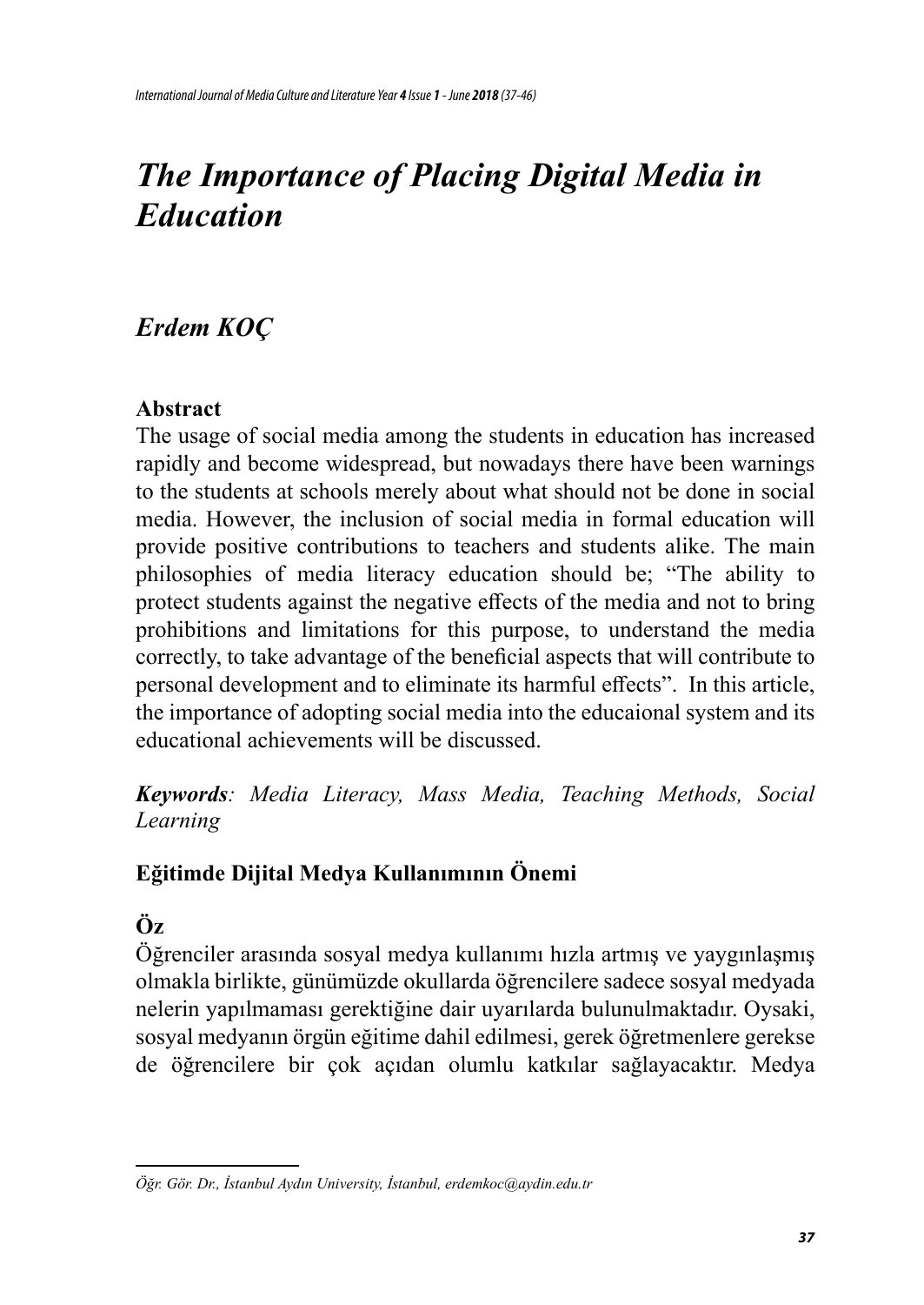# *The Importance of Placing Digital Media in Education*

## *Erdem KOÇ*

**Abstract**

The usage of social media among the students in education has increased rapidly and become widespread, but nowadays there have been warnings to the students at schools merely about what should not be done in social media. However, the inclusion of social media in formal education will provide positive contributions to teachers and students alike. The main philosophies of media literacy education should be; "The ability to protect students against the negative effects of the media and not to bring prohibitions and limitations for this purpose, to understand the media correctly, to take advantage of the beneficial aspects that will contribute to personal development and to eliminate its harmful effects". In this article, the importance of adopting social media into the educaional system and its educational achievements will be discussed.

***Keywords**: Media Literacy, Mass Media, Teaching Methods, Social Learning*

**Eğitimde Dijital Medya Kullanımının Önemi**

**Öz**

Öğrenciler arasında sosyal medya kullanımı hızla artmış ve yaygınlaşmış olmakla birlikte, günümüzde okullarda öğrencilere sadece sosyal medyada nelerin yapılmaması gerektiğine dair uyarılarda bulunulmaktadır. Oysaki, sosyal medyanın örgün eğitime dahil edilmesi, gerek öğretmenlere gerekse de öğrencilere bir çok açıdan olumlu katkılar sağlayacaktır. Medya

---

*Öğr. Gör. Dr., İstanbul Aydın University, İstanbul, erdemkoc@aydin.edu.tr*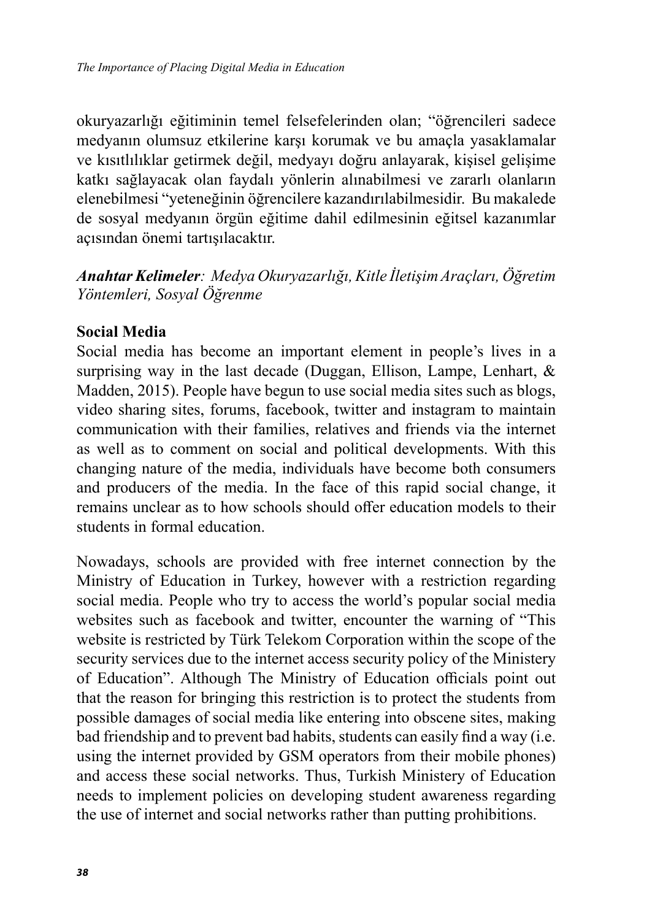okuryazarlığı eğitiminin temel felsefelerinden olan; "öğrencileri sadece medyanın olumsuz etkilerine karşı korumak ve bu amaçla yasaklamalar ve kısıtlılıklar getirmek değil, medyayı doğru anlayarak, kişisel gelişime katkı sağlayacak olan faydalı yönlerin alınabilmesi ve zararlı olanların elenebilmesi "yeteneğinin öğrencilere kazandırılabilmesidir. Bu makalede de sosyal medyanın örgün eğitime dahil edilmesinin eğitsel kazanımlar açısından önemi tartışılacaktır.

***Anahtar Kelimeler**: Medya Okuryazarlığı, Kitle İletişim Araçları, Öğretim Yöntemleri, Sosyal Öğrenme*

## Social Media

Social media has become an important element in people's lives in a surprising way in the last decade (Duggan, Ellison, Lampe, Lenhart, & Madden, 2015). People have begun to use social media sites such as blogs, video sharing sites, forums, facebook, twitter and instagram to maintain communication with their families, relatives and friends via the internet as well as to comment on social and political developments. With this changing nature of the media, individuals have become both consumers and producers of the media. In the face of this rapid social change, it remains unclear as to how schools should offer education models to their students in formal education.

Nowadays, schools are provided with free internet connection by the Ministry of Education in Turkey, however with a restriction regarding social media. People who try to access the world's popular social media websites such as facebook and twitter, encounter the warning of "This website is restricted by Türk Telekom Corporation within the scope of the security services due to the internet access security policy of the Ministry of Education". Although The Ministry of Education officials point out that the reason for bringing this restriction is to protect the students from possible damages of social media like entering into obscene sites, making bad friendship and to prevent bad habits, students can easily find a way (i.e. using the internet provided by GSM operators from their mobile phones) and access these social networks. Thus, Turkish Ministry of Education needs to implement policies on developing student awareness regarding the use of internet and social networks rather than putting prohibitions.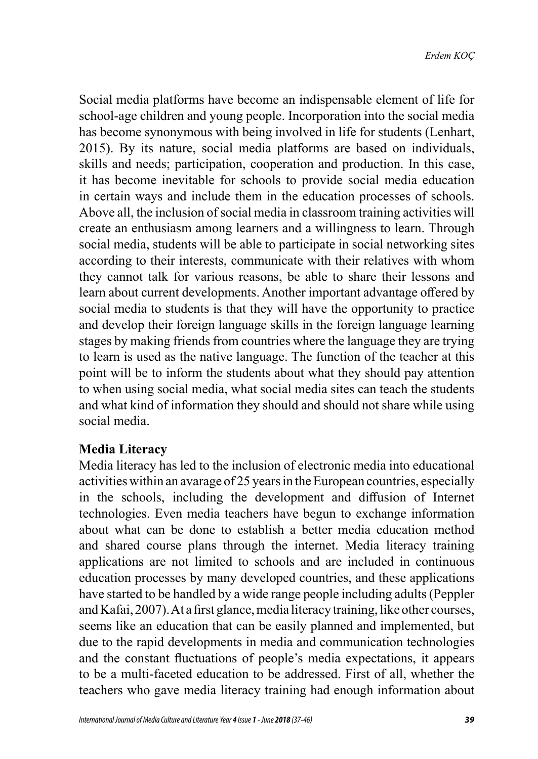Social media platforms have become an indispensable element of life for school-age children and young people. Incorporation into the social media has become synonymous with being involved in life for students (Lenhart, 2015). By its nature, social media platforms are based on individuals, skills and needs; participation, cooperation and production. In this case, it has become inevitable for schools to provide social media education in certain ways and include them in the education processes of schools. Above all, the inclusion of social media in classroom training activities will create an enthusiasm among learners and a willingness to learn. Through social media, students will be able to participate in social networking sites according to their interests, communicate with their relatives with whom they cannot talk for various reasons, be able to share their lessons and learn about current developments. Another important advantage offered by social media to students is that they will have the opportunity to practice and develop their foreign language skills in the foreign language learning stages by making friends from countries where the language they are trying to learn is used as the native language. The function of the teacher at this point will be to inform the students about what they should pay attention to when using social media, what social media sites can teach the students and what kind of information they should and should not share while using social media.

**Media Literacy**

Media literacy has led to the inclusion of electronic media into educational activities within an avarage of 25 years in the European countries, especially in the schools, including the development and diffusion of Internet technologies. Even media teachers have begun to exchange information about what can be done to establish a better media education method and shared course plans through the internet. Media literacy training applications are not limited to schools and are included in continuous education processes by many developed countries, and these applications have started to be handled by a wide range people including adults (Peppler and Kafai, 2007). At a first glance, media literacy training, like other courses, seems like an education that can be easily planned and implemented, but due to the rapid developments in media and communication technologies and the constant fluctuations of people's media expectations, it appears to be a multi-faceted education to be addressed. First of all, whether the teachers who gave media literacy training had enough information about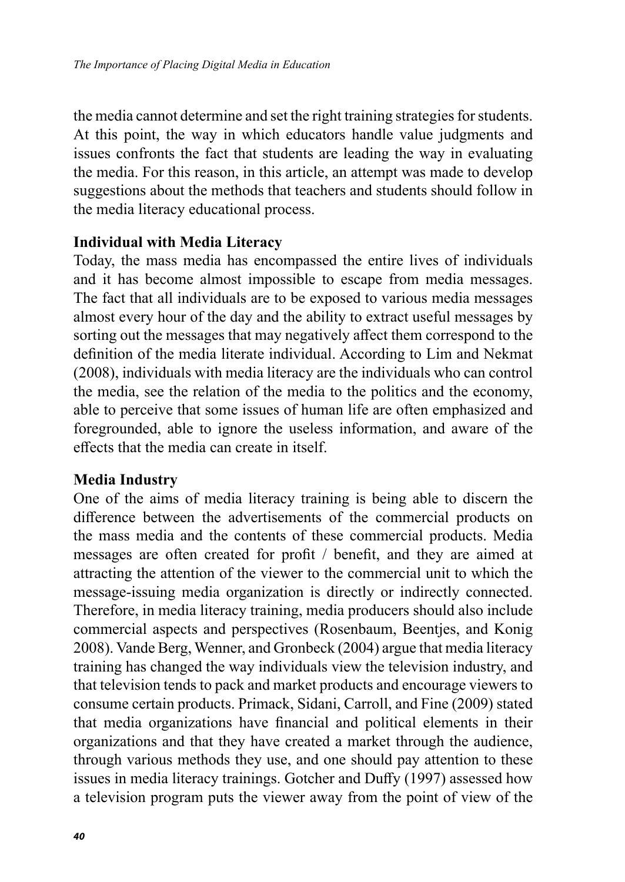the media cannot determine and set the right training strategies for students. At this point, the way in which educators handle value judgments and issues confronts the fact that students are leading the way in evaluating the media. For this reason, in this article, an attempt was made to develop suggestions about the methods that teachers and students should follow in the media literacy educational process.

## Individual with Media Literacy

Today, the mass media has encompassed the entire lives of individuals and it has become almost impossible to escape from media messages. The fact that all individuals are to be exposed to various media messages almost every hour of the day and the ability to extract useful messages by sorting out the messages that may negatively affect them correspond to the definition of the media literate individual. According to Lim and Nekmat (2008), individuals with media literacy are the individuals who can control the media, see the relation of the media to the politics and the economy, able to perceive that some issues of human life are often emphasized and foregrounded, able to ignore the useless information, and aware of the effects that the media can create in itself.

## Media Industry

One of the aims of media literacy training is being able to discern the difference between the advertisements of the commercial products on the mass media and the contents of these commercial products. Media messages are often created for profit / benefit, and they are aimed at attracting the attention of the viewer to the commercial unit to which the message-issuing media organization is directly or indirectly connected. Therefore, in media literacy training, media producers should also include commercial aspects and perspectives (Rosenbaum, Beentjes, and Konig 2008). Vande Berg, Wenner, and Gronbeck (2004) argue that media literacy training has changed the way individuals view the television industry, and that television tends to pack and market products and encourage viewers to consume certain products. Primack, Sidani, Carroll, and Fine (2009) stated that media organizations have financial and political elements in their organizations and that they have created a market through the audience, through various methods they use, and one should pay attention to these issues in media literacy trainings. Gotcher and Duffy (1997) assessed how a television program puts the viewer away from the point of view of the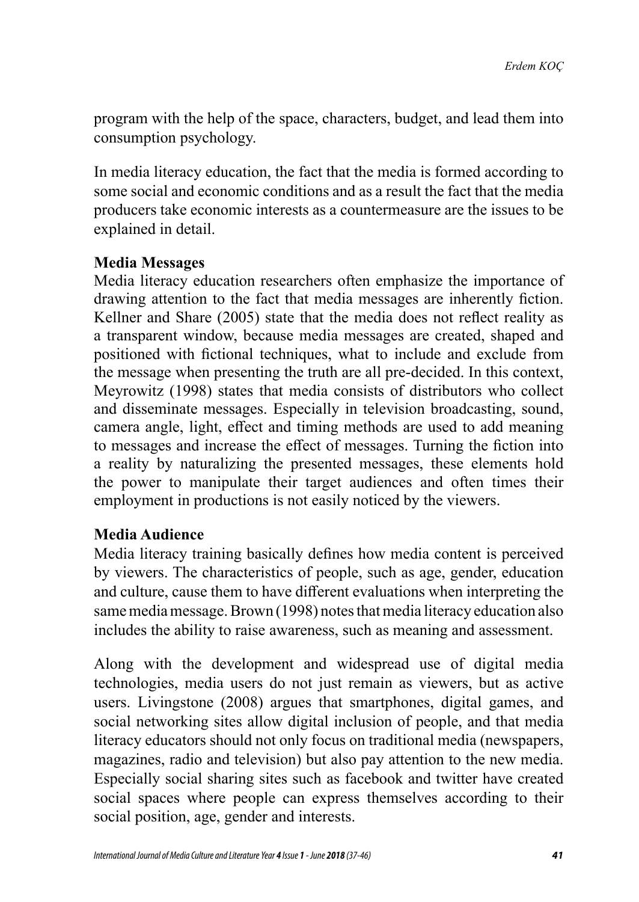program with the help of the space, characters, budget, and lead them into consumption psychology.

In media literacy education, the fact that the media is formed according to some social and economic conditions and as a result the fact that the media producers take economic interests as a countermeasure are the issues to be explained in detail.

## Media Messages

Media literacy education researchers often emphasize the importance of drawing attention to the fact that media messages are inherently fiction. Kellner and Share (2005) state that the media does not reflect reality as a transparent window, because media messages are created, shaped and positioned with fictional techniques, what to include and exclude from the message when presenting the truth are all pre-decided. In this context, Meyrowitz (1998) states that media consists of distributors who collect and disseminate messages. Especially in television broadcasting, sound, camera angle, light, effect and timing methods are used to add meaning to messages and increase the effect of messages. Turning the fiction into a reality by naturalizing the presented messages, these elements hold the power to manipulate their target audiences and often times their employment in productions is not easily noticed by the viewers.

## Media Audience

Media literacy training basically defines how media content is perceived by viewers. The characteristics of people, such as age, gender, education and culture, cause them to have different evaluations when interpreting the same media message. Brown (1998) notes that media literacy education also includes the ability to raise awareness, such as meaning and assessment.

Along with the development and widespread use of digital media technologies, media users do not just remain as viewers, but as active users. Livingstone (2008) argues that smartphones, digital games, and social networking sites allow digital inclusion of people, and that media literacy educators should not only focus on traditional media (newspapers, magazines, radio and television) but also pay attention to the new media. Especially social sharing sites such as facebook and twitter have created social spaces where people can express themselves according to their social position, age, gender and interests.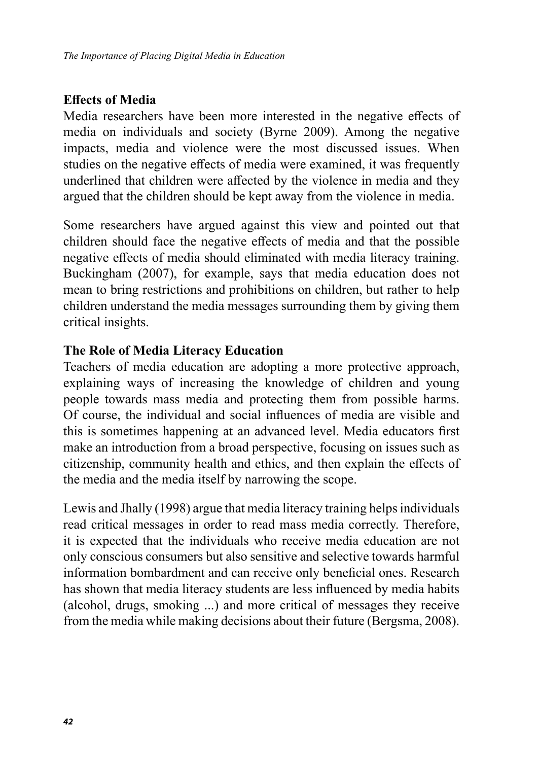## Effects of Media

Media researchers have been more interested in the negative effects of media on individuals and society (Byrne 2009). Among the negative impacts, media and violence were the most discussed issues. When studies on the negative effects of media were examined, it was frequently underlined that children were affected by the violence in media and they argued that the children should be kept away from the violence in media.

Some researchers have argued against this view and pointed out that children should face the negative effects of media and that the possible negative effects of media should eliminated with media literacy training. Buckingham (2007), for example, says that media education does not mean to bring restrictions and prohibitions on children, but rather to help children understand the media messages surrounding them by giving them critical insights.

## The Role of Media Literacy Education

Teachers of media education are adopting a more protective approach, explaining ways of increasing the knowledge of children and young people towards mass media and protecting them from possible harms. Of course, the individual and social influences of media are visible and this is sometimes happening at an advanced level. Media educators first make an introduction from a broad perspective, focusing on issues such as citizenship, community health and ethics, and then explain the effects of the media and the media itself by narrowing the scope.

Lewis and Jhally (1998) argue that media literacy training helps individuals read critical messages in order to read mass media correctly. Therefore, it is expected that the individuals who receive media education are not only conscious consumers but also sensitive and selective towards harmful information bombardment and can receive only beneficial ones. Research has shown that media literacy students are less influenced by media habits (alcohol, drugs, smoking ...) and more critical of messages they receive from the media while making decisions about their future (Bergsma, 2008).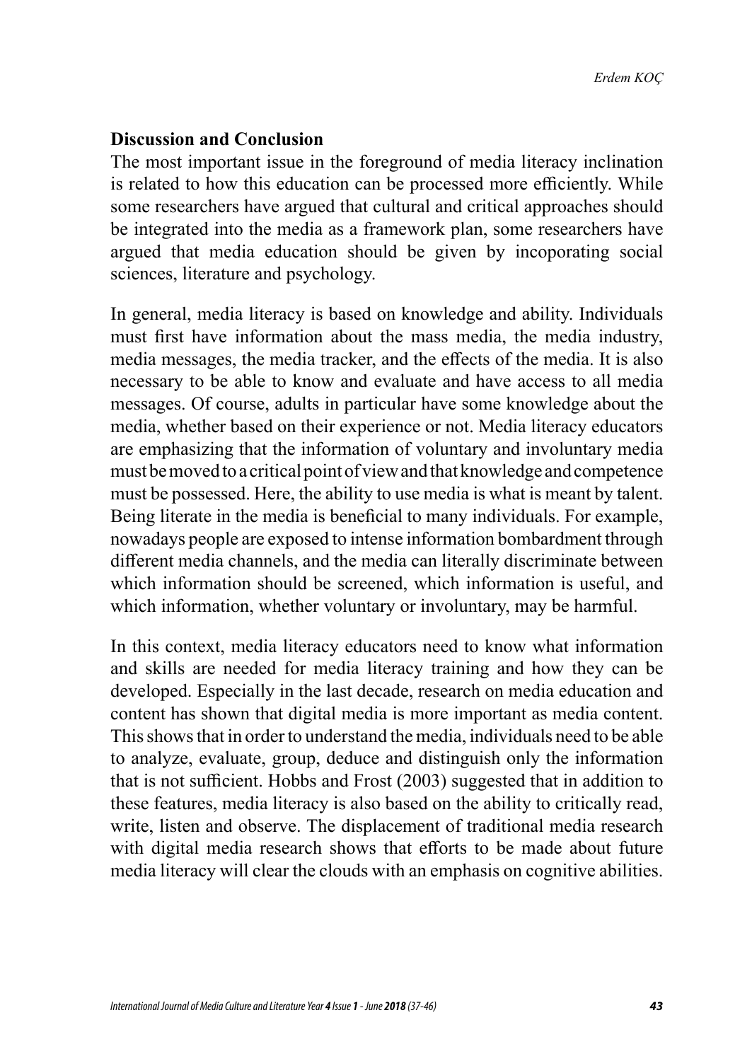## Discussion and Conclusion

The most important issue in the foreground of media literacy inclination is related to how this education can be processed more efficiently. While some researchers have argued that cultural and critical approaches should be integrated into the media as a framework plan, some researchers have argued that media education should be given by incoporating social sciences, literature and psychology.

In general, media literacy is based on knowledge and ability. Individuals must first have information about the mass media, the media industry, media messages, the media tracker, and the effects of the media. It is also necessary to be able to know and evaluate and have access to all media messages. Of course, adults in particular have some knowledge about the media, whether based on their experience or not. Media literacy educators are emphasizing that the information of voluntary and involuntary media must be moved to a critical point of view and that knowledge and competence must be possessed. Here, the ability to use media is what is meant by talent. Being literate in the media is beneficial to many individuals. For example, nowadays people are exposed to intense information bombardment through different media channels, and the media can literally discriminate between which information should be screened, which information is useful, and which information, whether voluntary or involuntary, may be harmful.

In this context, media literacy educators need to know what information and skills are needed for media literacy training and how they can be developed. Especially in the last decade, research on media education and content has shown that digital media is more important as media content. This shows that in order to understand the media, individuals need to be able to analyze, evaluate, group, deduce and distinguish only the information that is not sufficient. Hobbs and Frost (2003) suggested that in addition to these features, media literacy is also based on the ability to critically read, write, listen and observe. The displacement of traditional media research with digital media research shows that efforts to be made about future media literacy will clear the clouds with an emphasis on cognitive abilities.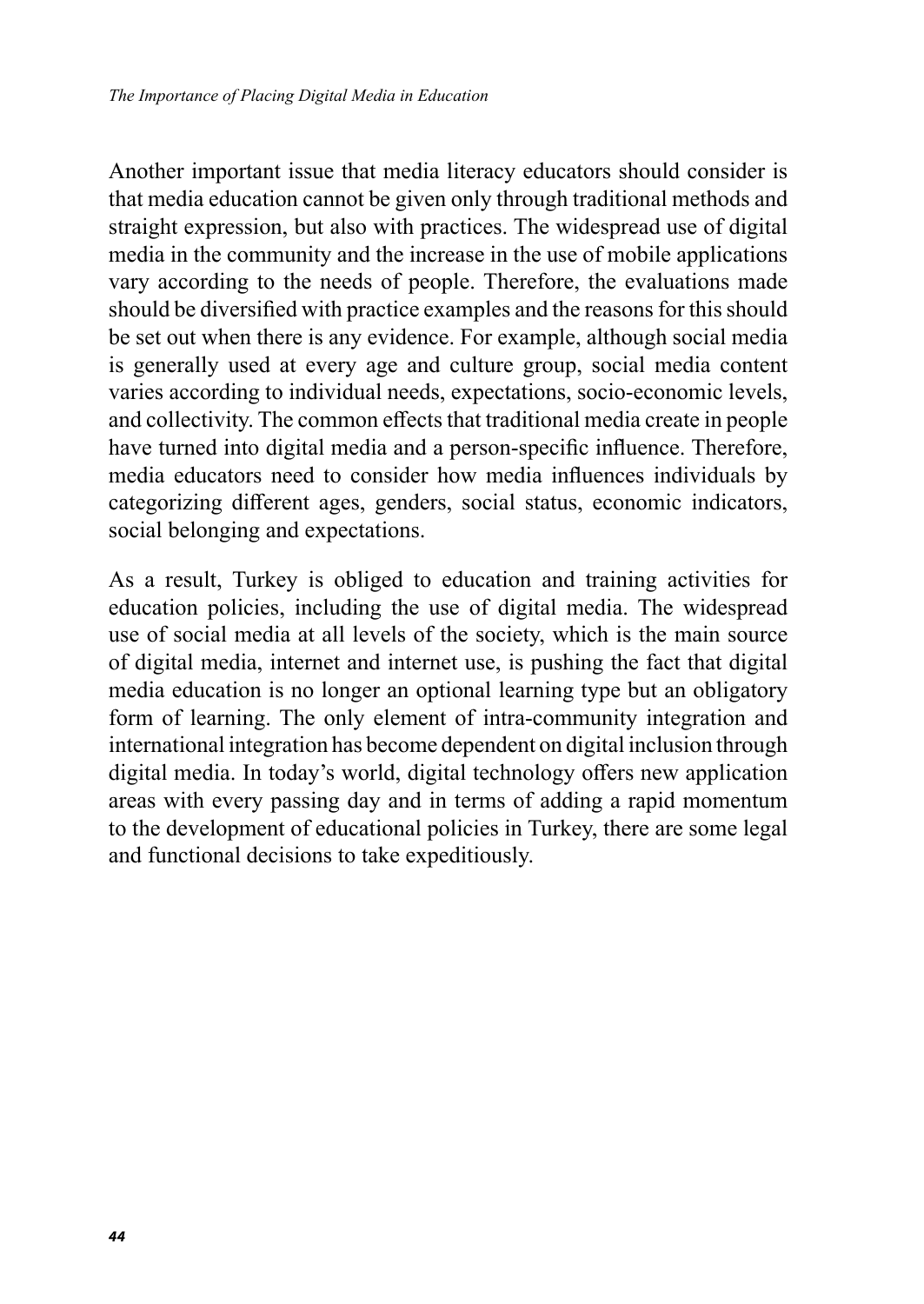Another important issue that media literacy educators should consider is that media education cannot be given only through traditional methods and straight expression, but also with practices. The widespread use of digital media in the community and the increase in the use of mobile applications vary according to the needs of people. Therefore, the evaluations made should be diversified with practice examples and the reasons for this should be set out when there is any evidence. For example, although social media is generally used at every age and culture group, social media content varies according to individual needs, expectations, socio-economic levels, and collectivity. The common effects that traditional media create in people have turned into digital media and a person-specific influence. Therefore, media educators need to consider how media influences individuals by categorizing different ages, genders, social status, economic indicators, social belonging and expectations.

As a result, Turkey is obliged to education and training activities for education policies, including the use of digital media. The widespread use of social media at all levels of the society, which is the main source of digital media, internet and internet use, is pushing the fact that digital media education is no longer an optional learning type but an obligatory form of learning. The only element of intra-community integration and international integration has become dependent on digital inclusion through digital media. In today's world, digital technology offers new application areas with every passing day and in terms of adding a rapid momentum to the development of educational policies in Turkey, there are some legal and functional decisions to take expeditiously.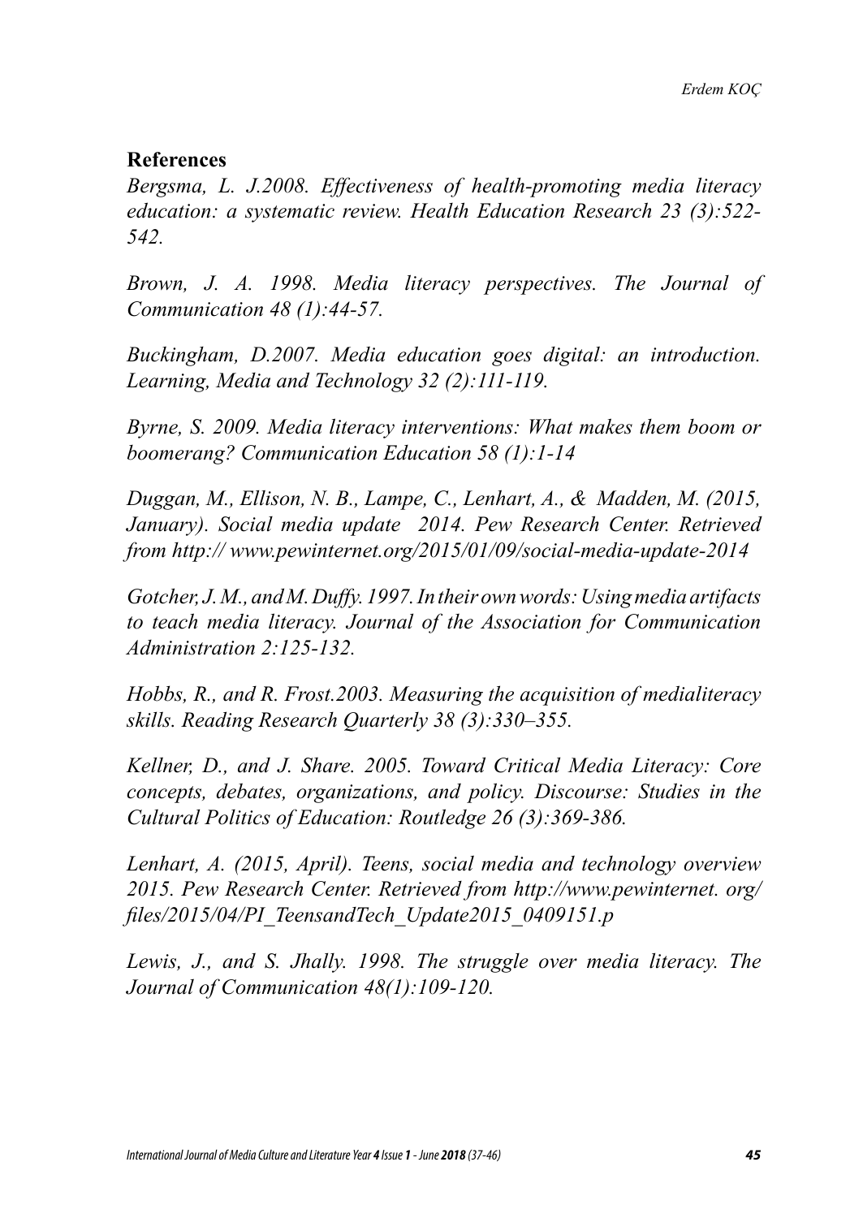## References

*Bergsma, L. J.2008. Effectiveness of health-promoting media literacy education: a systematic review. Health Education Research 23 (3):522-542.*

*Brown, J. A. 1998. Media literacy perspectives. The Journal of Communication 48 (1):44-57.*

*Buckingham, D.2007. Media education goes digital: an introduction. Learning, Media and Technology 32 (2):111-119.*

*Byrne, S. 2009. Media literacy interventions: What makes them boom or boomerang? Communication Education 58 (1):1-14*

*Duggan, M., Ellison, N. B., Lampe, C., Lenhart, A., & Madden, M. (2015, January). Social media update 2014. Pew Research Center. Retrieved from http:// www.pewinternet.org/2015/01/09/social-media-update-2014*

*Gotcher, J. M., and M. Duffy. 1997. In their own words: Using media artifacts to teach media literacy. Journal of the Association for Communication Administration 2:125-132.*

*Hobbs, R., and R. Frost.2003. Measuring the acquisition of medialiteracy skills. Reading Research Quarterly 38 (3):330–355.*

*Kellner, D., and J. Share. 2005. Toward Critical Media Literacy: Core concepts, debates, organizations, and policy. Discourse: Studies in the Cultural Politics of Education: Routledge 26 (3):369-386.*

*Lenhart, A. (2015, April). Teens, social media and technology overview 2015. Pew Research Center. Retrieved from http://www.pewinternet. org/ files/2015/04/PI_TeensandTech_Update2015_0409151.p*

*Lewis, J., and S. Jhally. 1998. The struggle over media literacy. The Journal of Communication 48(1):109-120.*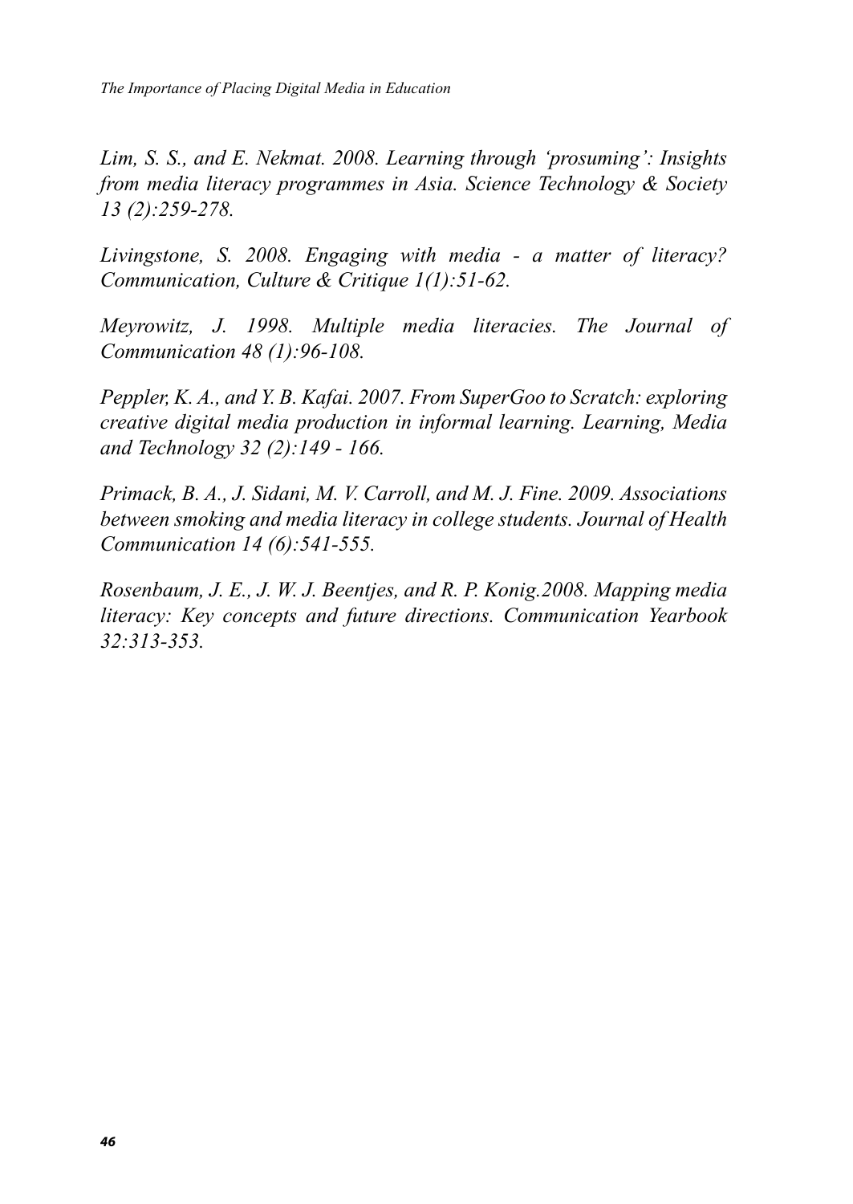*Lim, S. S., and E. Nekmat. 2008. Learning through 'prosuming': Insights from media literacy programmes in Asia. Science Technology & Society 13 (2):259-278.*

*Livingstone, S. 2008. Engaging with media - a matter of literacy? Communication, Culture & Critique 1(1):51-62.*

*Meyrowitz, J. 1998. Multiple media literacies. The Journal of Communication 48 (1):96-108.*

*Peppler, K. A., and Y. B. Kafai. 2007. From SuperGoo to Scratch: exploring creative digital media production in informal learning. Learning, Media and Technology 32 (2):149 - 166.*

*Primack, B. A., J. Sidani, M. V. Carroll, and M. J. Fine. 2009. Associations between smoking and media literacy in college students. Journal of Health Communication 14 (6):541-555.*

*Rosenbaum, J. E., J. W. J. Beentjes, and R. P. Konig.2008. Mapping media literacy: Key concepts and future directions. Communication Yearbook 32:313-353.*